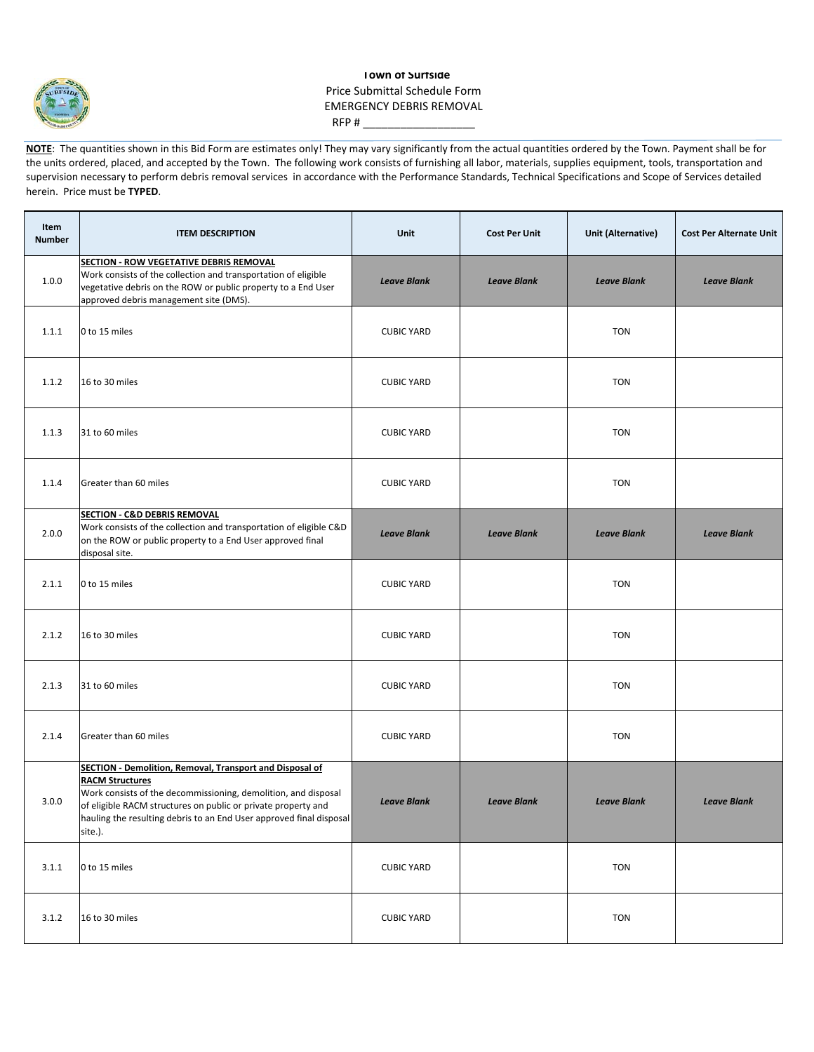# Town of Surfside

Price Submittal Schedule Form

EMERGENCY DEBRIS REMOVAL

RFP # ___________________

**NOTE**: The quantities shown in this Bid Form are estimates only! They may vary significantly from the actual quantities ordered by the Town. Payment shall be for the units ordered, placed, and accepted by the Town. The following work consists of furnishing all labor, materials, supplies equipment, tools, transportation and supervision necessary to perform debris removal services in accordance with the Performance Standards, Technical Specifications and Scope of Services detailed herein. Price must be **TYPED**.

| Item Number | ITEM DESCRIPTION | Unit | Cost Per Unit | Unit (Alternative) | Cost Per Alternate Unit |
|---|---|---|---|---|---|
| 1.0.0 | **SECTION - ROW VEGETATIVE DEBRIS REMOVAL** Work consists of the collection and transportation of eligible vegetative debris on the ROW or public property to a End User approved debris management site (DMS). | *Leave Blank* | *Leave Blank* | *Leave Blank* | *Leave Blank* |
| 1.1.1 | 0 to 15 miles | CUBIC YARD | | TON | |
| 1.1.2 | 16 to 30 miles | CUBIC YARD | | TON | |
| 1.1.3 | 31 to 60 miles | CUBIC YARD | | TON | |
| 1.1.4 | Greater than 60 miles | CUBIC YARD | | TON | |
| 2.0.0 | **SECTION - C&D DEBRIS REMOVAL** Work consists of the collection and transportation of eligible C&D on the ROW or public property to a End User approved final disposal site. | *Leave Blank* | *Leave Blank* | *Leave Blank* | *Leave Blank* |
| 2.1.1 | 0 to 15 miles | CUBIC YARD | | TON | |
| 2.1.2 | 16 to 30 miles | CUBIC YARD | | TON | |
| 2.1.3 | 31 to 60 miles | CUBIC YARD | | TON | |
| 2.1.4 | Greater than 60 miles | CUBIC YARD | | TON | |
| 3.0.0 | **SECTION - Demolition, Removal, Transport and Disposal of RACM Structures** Work consists of the decommissioning, demolition, and disposal of eligible RACM structures on public or private property and hauling the resulting debris to an End User approved final disposal site.). | *Leave Blank* | *Leave Blank* | *Leave Blank* | *Leave Blank* |
| 3.1.1 | 0 to 15 miles | CUBIC YARD | | TON | |
| 3.1.2 | 16 to 30 miles | CUBIC YARD | | TON | |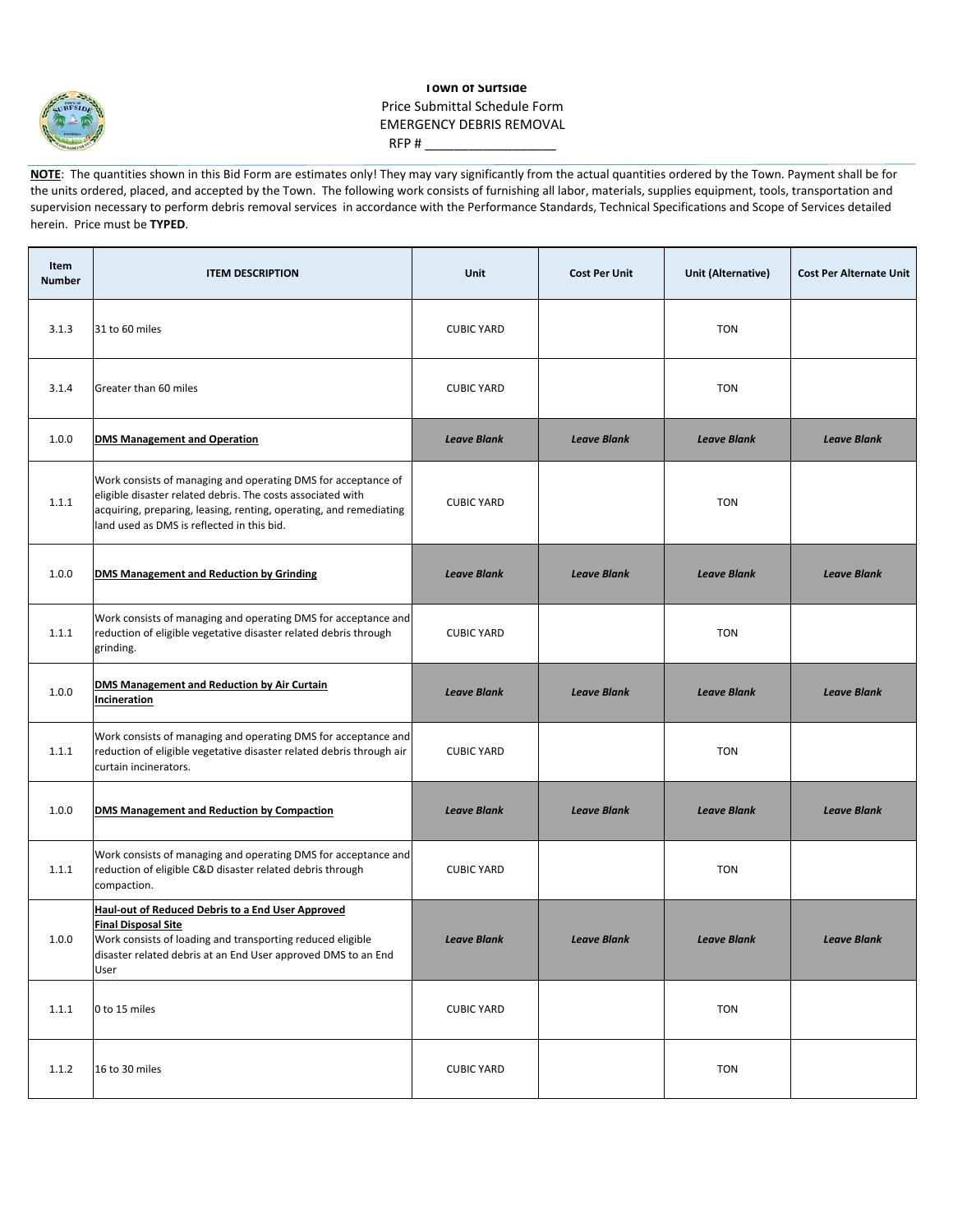**Town of Surfside**
Price Submittal Schedule Form
EMERGENCY DEBRIS REMOVAL
RFP # ___________________

**NOTE**: The quantities shown in this Bid Form are estimates only! They may vary significantly from the actual quantities ordered by the Town. Payment shall be for the units ordered, placed, and accepted by the Town. The following work consists of furnishing all labor, materials, supplies equipment, tools, transportation and supervision necessary to perform debris removal services in accordance with the Performance Standards, Technical Specifications and Scope of Services detailed herein. Price must be **TYPED**.

| Item Number | ITEM DESCRIPTION | Unit | Cost Per Unit | Unit (Alternative) | Cost Per Alternate Unit |
|---|---|---|---|---|---|
| 3.1.3 | 31 to 60 miles | CUBIC YARD | | TON | |
| 3.1.4 | Greater than 60 miles | CUBIC YARD | | TON | |
| 1.0.0 | **DMS Management and Operation** | *Leave Blank* | *Leave Blank* | *Leave Blank* | *Leave Blank* |
| 1.1.1 | Work consists of managing and operating DMS for acceptance of eligible disaster related debris. The costs associated with acquiring, preparing, leasing, renting, operating, and remediating land used as DMS is reflected in this bid. | CUBIC YARD | | TON | |
| 1.0.0 | **DMS Management and Reduction by Grinding** | *Leave Blank* | *Leave Blank* | *Leave Blank* | *Leave Blank* |
| 1.1.1 | Work consists of managing and operating DMS for acceptance and reduction of eligible vegetative disaster related debris through grinding. | CUBIC YARD | | TON | |
| 1.0.0 | **DMS Management and Reduction by Air Curtain Incineration** | *Leave Blank* | *Leave Blank* | *Leave Blank* | *Leave Blank* |
| 1.1.1 | Work consists of managing and operating DMS for acceptance and reduction of eligible vegetative disaster related debris through air curtain incinerators. | CUBIC YARD | | TON | |
| 1.0.0 | **DMS Management and Reduction by Compaction** | *Leave Blank* | *Leave Blank* | *Leave Blank* | *Leave Blank* |
| 1.1.1 | Work consists of managing and operating DMS for acceptance and reduction of eligible C&D disaster related debris through compaction. | CUBIC YARD | | TON | |
| 1.0.0 | **Haul-out of Reduced Debris to a End User Approved Final Disposal Site** Work consists of loading and transporting reduced eligible disaster related debris at an End User approved DMS to an End User | *Leave Blank* | *Leave Blank* | *Leave Blank* | *Leave Blank* |
| 1.1.1 | 0 to 15 miles | CUBIC YARD | | TON | |
| 1.1.2 | 16 to 30 miles | CUBIC YARD | | TON | |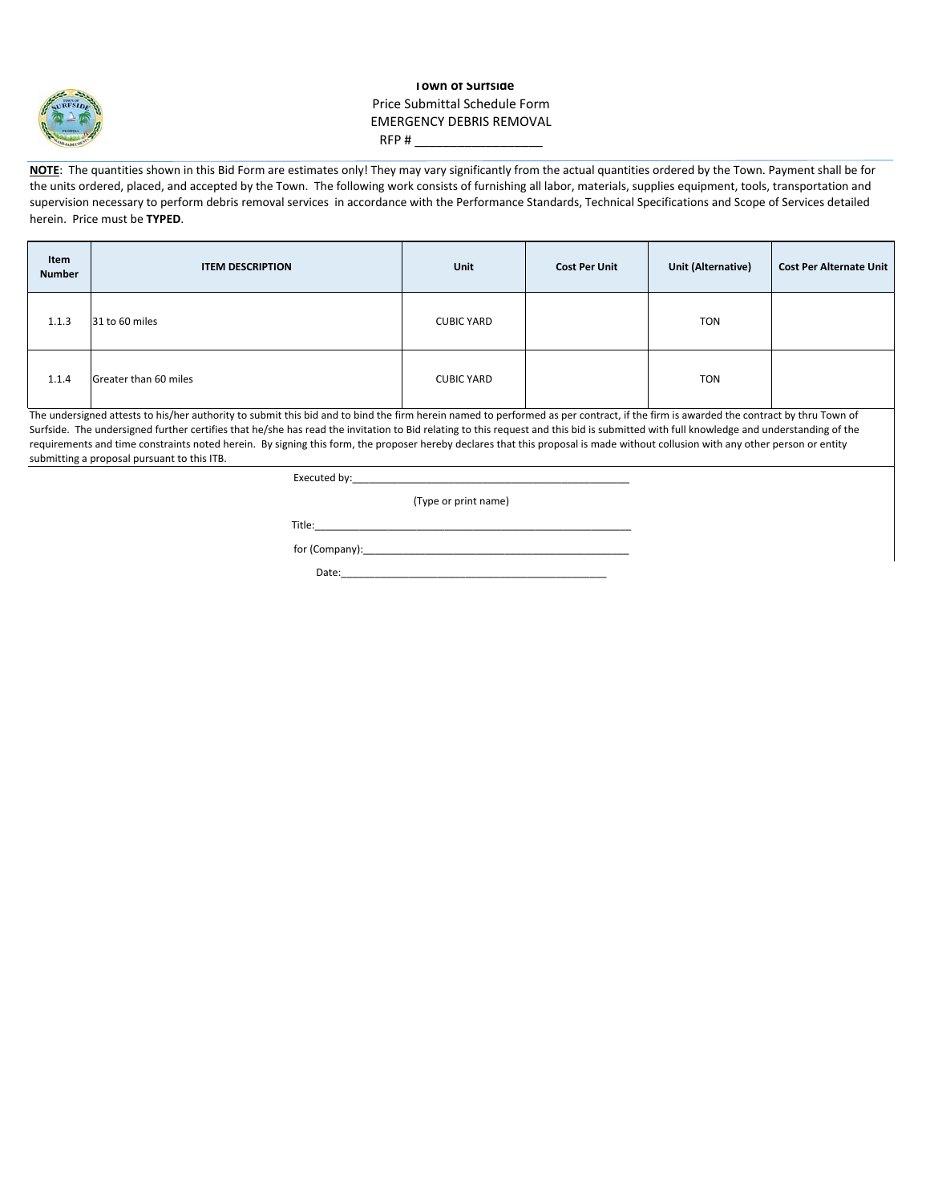**Town of Surfside**

Price Submittal Schedule Form

EMERGENCY DEBRIS REMOVAL

RFP # ___________________

**NOTE**: The quantities shown in this Bid Form are estimates only! They may vary significantly from the actual quantities ordered by the Town. Payment shall be for the units ordered, placed, and accepted by the Town. The following work consists of furnishing all labor, materials, supplies equipment, tools, transportation and supervision necessary to perform debris removal services in accordance with the Performance Standards, Technical Specifications and Scope of Services detailed herein. Price must be **TYPED**.

| Item Number | ITEM DESCRIPTION | Unit | Cost Per Unit | Unit (Alternative) | Cost Per Alternate Unit |
|---|---|---|---|---|---|
| 1.1.3 | 31 to 60 miles | CUBIC YARD | | TON | |
| 1.1.4 | Greater than 60 miles | CUBIC YARD | | TON | |

The undersigned attests to his/her authority to submit this bid and to bind the firm herein named to performed as per contract, if the firm is awarded the contract by thru Town of Surfside. The undersigned further certifies that he/she has read the invitation to Bid relating to this request and this bid is submitted with full knowledge and understanding of the requirements and time constraints noted herein. By signing this form, the proposer hereby declares that this proposal is made without collusion with any other person or entity submitting a proposal pursuant to this ITB.

Executed by:_______________________________________________

(Type or print name)

Title:_______________________________________________

for (Company):_______________________________________________

Date:_______________________________________________